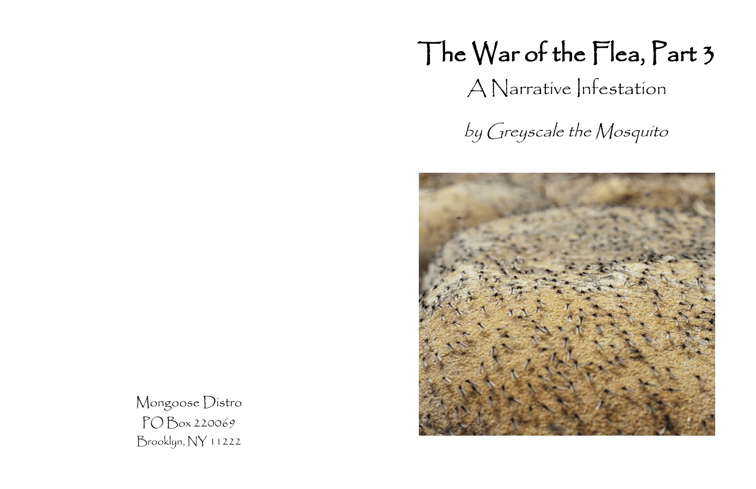# The War of the Flea, Part 3

## A Narrative Infestation

*by Greyscale the Mosquito*

Mongoose Distro
PO Box 220069
Brooklyn, NY 11222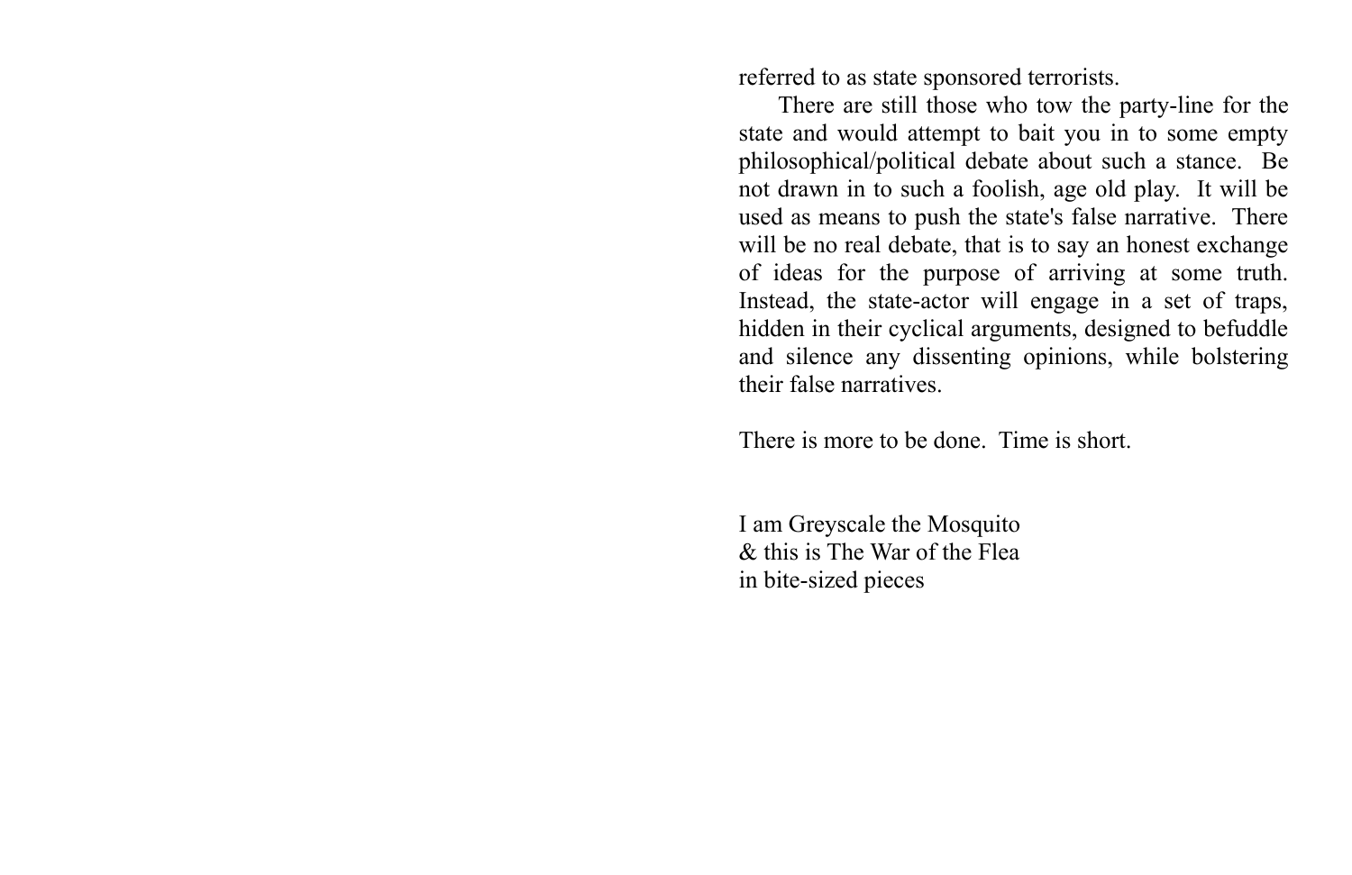referred to as state sponsored terrorists.

There are still those who tow the party-line for the state and would attempt to bait you in to some empty philosophical/political debate about such a stance. Be not drawn in to such a foolish, age old play. It will be used as means to push the state's false narrative. There will be no real debate, that is to say an honest exchange of ideas for the purpose of arriving at some truth. Instead, the state-actor will engage in a set of traps, hidden in their cyclical arguments, designed to befuddle and silence any dissenting opinions, while bolstering their false narratives.

There is more to be done. Time is short.

I am Greyscale the Mosquito
& this is The War of the Flea
in bite-sized pieces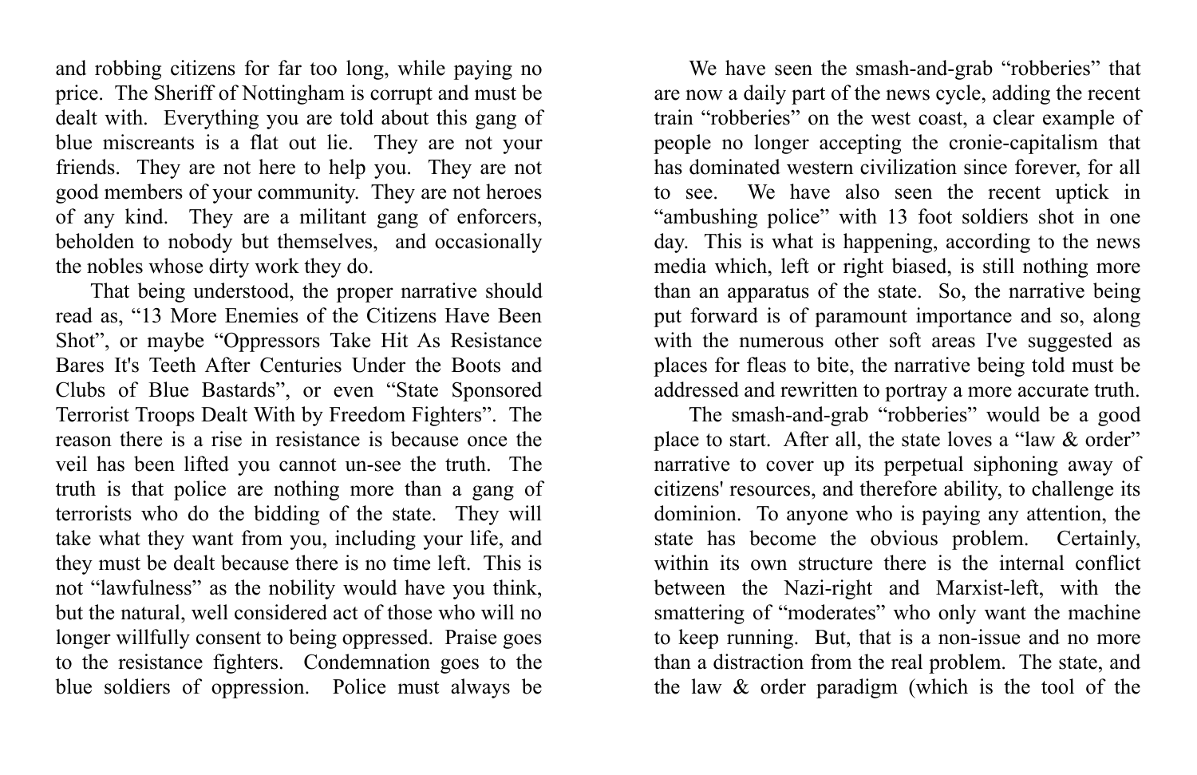and robbing citizens for far too long, while paying no price. The Sheriff of Nottingham is corrupt and must be dealt with. Everything you are told about this gang of blue miscreants is a flat out lie. They are not your friends. They are not here to help you. They are not good members of your community. They are not heroes of any kind. They are a militant gang of enforcers, beholden to nobody but themselves, and occasionally the nobles whose dirty work they do.

That being understood, the proper narrative should read as, "13 More Enemies of the Citizens Have Been Shot", or maybe "Oppressors Take Hit As Resistance Bares It's Teeth After Centuries Under the Boots and Clubs of Blue Bastards", or even "State Sponsored Terrorist Troops Dealt With by Freedom Fighters". The reason there is a rise in resistance is because once the veil has been lifted you cannot un-see the truth. The truth is that police are nothing more than a gang of terrorists who do the bidding of the state. They will take what they want from you, including your life, and they must be dealt because there is no time left. This is not "lawfulness" as the nobility would have you think, but the natural, well considered act of those who will no longer willfully consent to being oppressed. Praise goes to the resistance fighters. Condemnation goes to the blue soldiers of oppression. Police must always be

We have seen the smash-and-grab "robberies" that are now a daily part of the news cycle, adding the recent train "robberies" on the west coast, a clear example of people no longer accepting the cronie-capitalism that has dominated western civilization since forever, for all to see. We have also seen the recent uptick in "ambushing police" with 13 foot soldiers shot in one day. This is what is happening, according to the news media which, left or right biased, is still nothing more than an apparatus of the state. So, the narrative being put forward is of paramount importance and so, along with the numerous other soft areas I've suggested as places for fleas to bite, the narrative being told must be addressed and rewritten to portray a more accurate truth.

The smash-and-grab "robberies" would be a good place to start. After all, the state loves a "law & order" narrative to cover up its perpetual siphoning away of citizens' resources, and therefore ability, to challenge its dominion. To anyone who is paying any attention, the state has become the obvious problem. Certainly, within its own structure there is the internal conflict between the Nazi-right and Marxist-left, with the smattering of "moderates" who only want the machine to keep running. But, that is a non-issue and no more than a distraction from the real problem. The state, and the law & order paradigm (which is the tool of the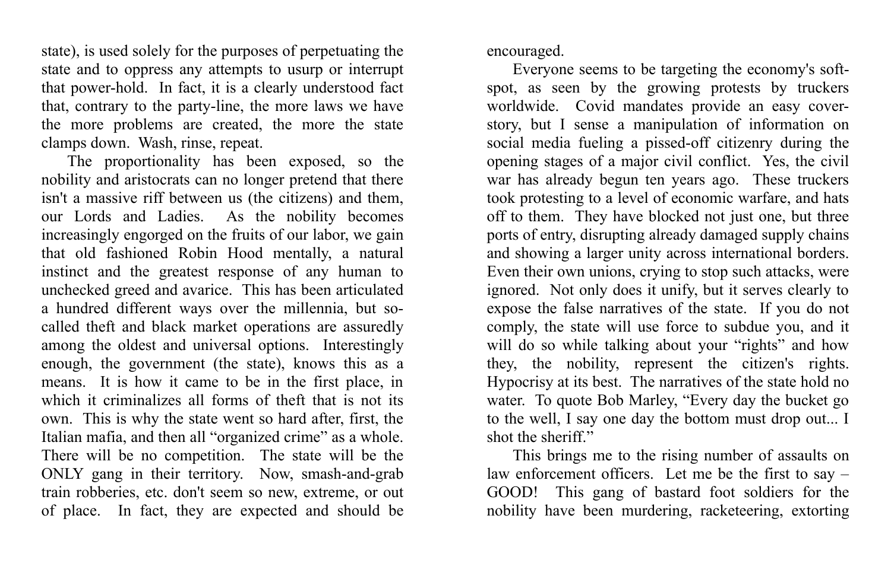state), is used solely for the purposes of perpetuating the state and to oppress any attempts to usurp or interrupt that power-hold. In fact, it is a clearly understood fact that, contrary to the party-line, the more laws we have the more problems are created, the more the state clamps down. Wash, rinse, repeat.

The proportionality has been exposed, so the nobility and aristocrats can no longer pretend that there isn't a massive riff between us (the citizens) and them, our Lords and Ladies. As the nobility becomes increasingly engorged on the fruits of our labor, we gain that old fashioned Robin Hood mentally, a natural instinct and the greatest response of any human to unchecked greed and avarice. This has been articulated a hundred different ways over the millennia, but so-called theft and black market operations are assuredly among the oldest and universal options. Interestingly enough, the government (the state), knows this as a means. It is how it came to be in the first place, in which it criminalizes all forms of theft that is not its own. This is why the state went so hard after, first, the Italian mafia, and then all "organized crime" as a whole. There will be no competition. The state will be the ONLY gang in their territory. Now, smash-and-grab train robberies, etc. don't seem so new, extreme, or out of place. In fact, they are expected and should be encouraged.

Everyone seems to be targeting the economy's soft-spot, as seen by the growing protests by truckers worldwide. Covid mandates provide an easy cover-story, but I sense a manipulation of information on social media fueling a pissed-off citizenry during the opening stages of a major civil conflict. Yes, the civil war has already begun ten years ago. These truckers took protesting to a level of economic warfare, and hats off to them. They have blocked not just one, but three ports of entry, disrupting already damaged supply chains and showing a larger unity across international borders. Even their own unions, crying to stop such attacks, were ignored. Not only does it unify, but it serves clearly to expose the false narratives of the state. If you do not comply, the state will use force to subdue you, and it will do so while talking about your "rights" and how they, the nobility, represent the citizen's rights. Hypocrisy at its best. The narratives of the state hold no water. To quote Bob Marley, "Every day the bucket go to the well, I say one day the bottom must drop out... I shot the sheriff."

This brings me to the rising number of assaults on law enforcement officers. Let me be the first to say – GOOD! This gang of bastard foot soldiers for the nobility have been murdering, racketeering, extorting